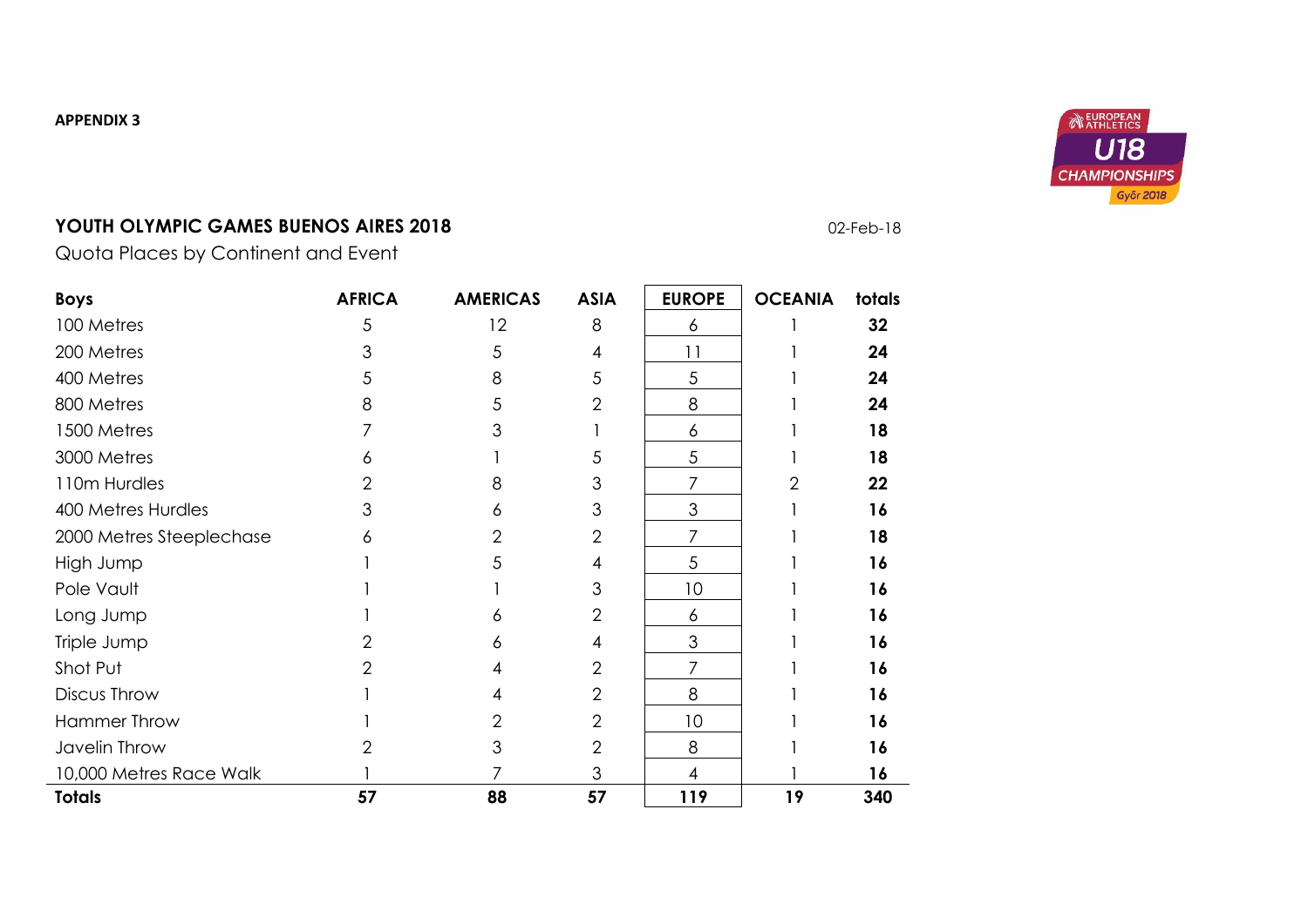**APPENDIX 3**

EUROPEAN ATHLETICS U18 CHAMPIONSHIPS Győr 2018

## YOUTH OLYMPIC GAMES BUENOS AIRES 2018

02-Feb-18

Quota Places by Continent and Event

| Boys | AFRICA | AMERICAS | ASIA | EUROPE | OCEANIA | totals |
|---|---|---|---|---|---|---|
| 100 Metres | 5 | 12 | 8 | 6 | 1 | **32** |
| 200 Metres | 3 | 5 | 4 | 11 | 1 | **24** |
| 400 Metres | 5 | 8 | 5 | 5 | 1 | **24** |
| 800 Metres | 8 | 5 | 2 | 8 | 1 | **24** |
| 1500 Metres | 7 | 3 | 1 | 6 | 1 | **18** |
| 3000 Metres | 6 | 1 | 5 | 5 | 1 | **18** |
| 110m Hurdles | 2 | 8 | 3 | 7 | 2 | **22** |
| 400 Metres Hurdles | 3 | 6 | 3 | 3 | 1 | **16** |
| 2000 Metres Steeplechase | 6 | 2 | 2 | 7 | 1 | **18** |
| High Jump | 1 | 5 | 4 | 5 | 1 | **16** |
| Pole Vault | 1 | 1 | 3 | 10 | 1 | **16** |
| Long Jump | 1 | 6 | 2 | 6 | 1 | **16** |
| Triple Jump | 2 | 6 | 4 | 3 | 1 | **16** |
| Shot Put | 2 | 4 | 2 | 7 | 1 | **16** |
| Discus Throw | 1 | 4 | 2 | 8 | 1 | **16** |
| Hammer Throw | 1 | 2 | 2 | 10 | 1 | **16** |
| Javelin Throw | 2 | 3 | 2 | 8 | 1 | **16** |
| 10,000 Metres Race Walk | 1 | 7 | 3 | 4 | 1 | **16** |
| **Totals** | **57** | **88** | **57** | **119** | **19** | **340** |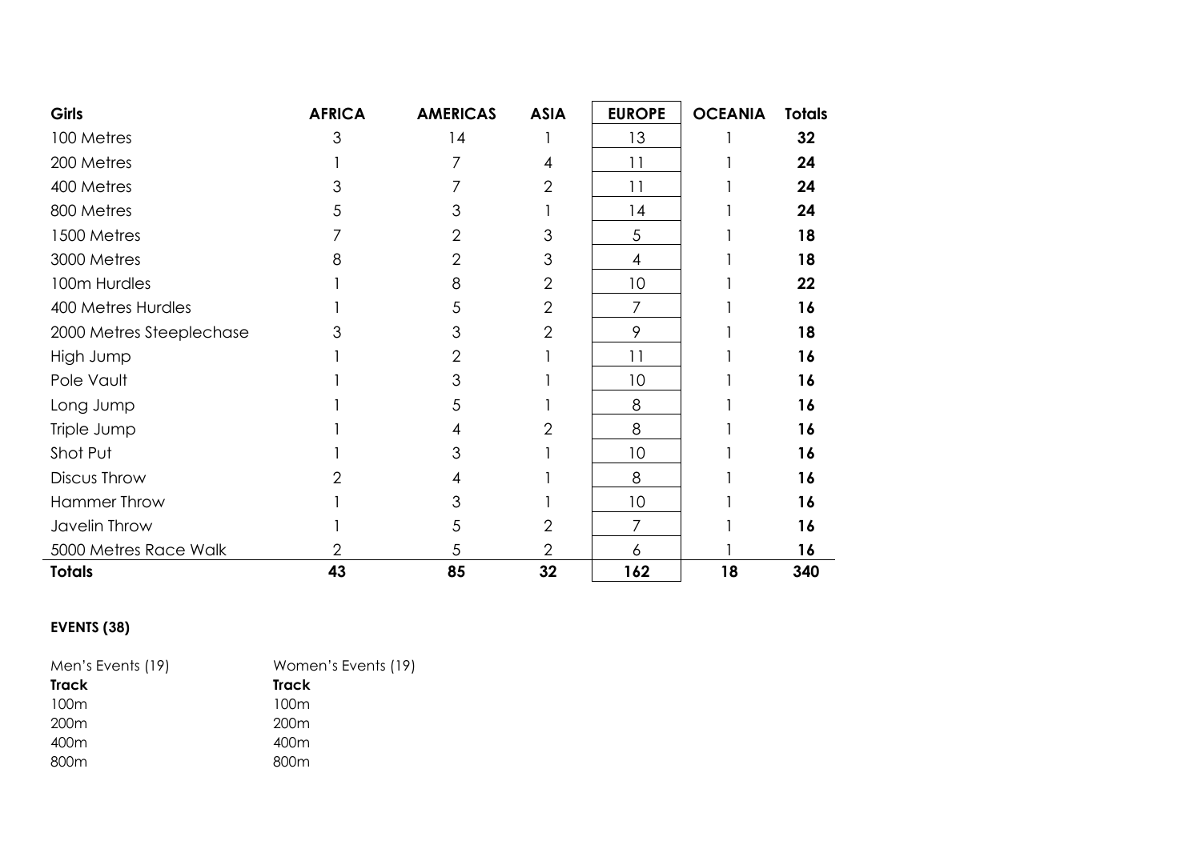| Girls | AFRICA | AMERICAS | ASIA | EUROPE | OCEANIA | Totals |
|---|---|---|---|---|---|---|
| 100 Metres | 3 | 14 | 1 | 13 | 1 | **32** |
| 200 Metres | 1 | 7 | 4 | 11 | 1 | **24** |
| 400 Metres | 3 | 7 | 2 | 11 | 1 | **24** |
| 800 Metres | 5 | 3 | 1 | 14 | 1 | **24** |
| 1500 Metres | 7 | 2 | 3 | 5 | 1 | **18** |
| 3000 Metres | 8 | 2 | 3 | 4 | 1 | **18** |
| 100m Hurdles | 1 | 8 | 2 | 10 | 1 | **22** |
| 400 Metres Hurdles | 1 | 5 | 2 | 7 | 1 | **16** |
| 2000 Metres Steeplechase | 3 | 3 | 2 | 9 | 1 | **18** |
| High Jump | 1 | 2 | 1 | 11 | 1 | **16** |
| Pole Vault | 1 | 3 | 1 | 10 | 1 | **16** |
| Long Jump | 1 | 5 | 1 | 8 | 1 | **16** |
| Triple Jump | 1 | 4 | 2 | 8 | 1 | **16** |
| Shot Put | 1 | 3 | 1 | 10 | 1 | **16** |
| Discus Throw | 2 | 4 | 1 | 8 | 1 | **16** |
| Hammer Throw | 1 | 3 | 1 | 10 | 1 | **16** |
| Javelin Throw | 1 | 5 | 2 | 7 | 1 | **16** |
| 5000 Metres Race Walk | 2 | 5 | 2 | 6 | 1 | **16** |
| **Totals** | **43** | **85** | **32** | **162** | **18** | **340** |

**EVENTS (38)**

| Men's Events (19) | Women's Events (19) |
|---|---|
| **Track** | **Track** |
| 100m | 100m |
| 200m | 200m |
| 400m | 400m |
| 800m | 800m |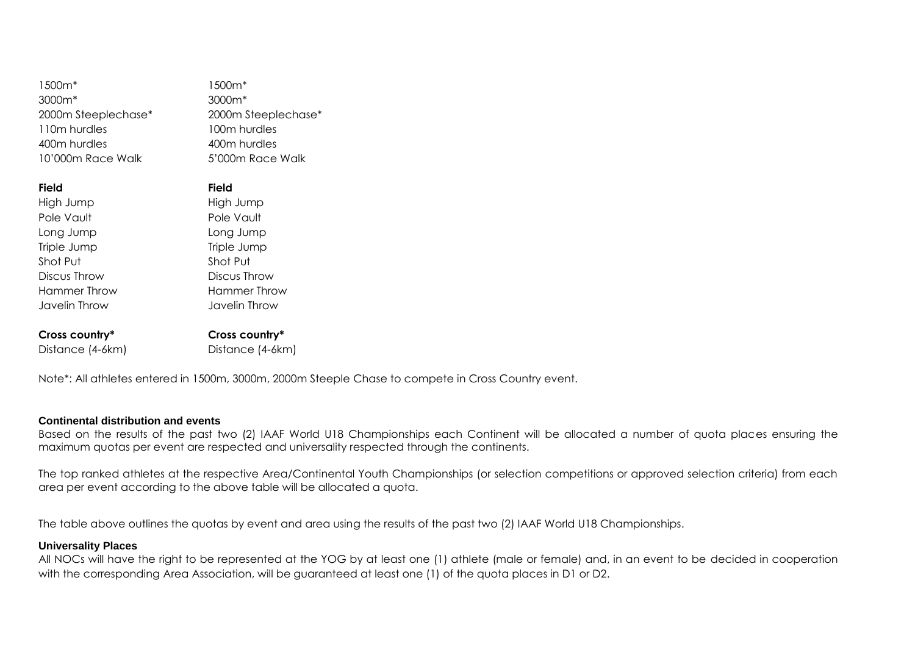| | |
|---|---|
| 1500m* | 1500m* |
| 3000m* | 3000m* |
| 2000m Steeplechase* | 2000m Steeplechase* |
| 110m hurdles | 100m hurdles |
| 400m hurdles | 400m hurdles |
| 10'000m Race Walk | 5'000m Race Walk |
| **Field** | **Field** |
| High Jump | High Jump |
| Pole Vault | Pole Vault |
| Long Jump | Long Jump |
| Triple Jump | Triple Jump |
| Shot Put | Shot Put |
| Discus Throw | Discus Throw |
| Hammer Throw | Hammer Throw |
| Javelin Throw | Javelin Throw |
| **Cross country*** | **Cross country*** |
| Distance (4-6km) | Distance (4-6km) |

Note*: All athletes entered in 1500m, 3000m, 2000m Steeple Chase to compete in Cross Country event.

#### Continental distribution and events

Based on the results of the past two (2) IAAF World U18 Championships each Continent will be allocated a number of quota places ensuring the maximum quotas per event are respected and universality respected through the continents.

The top ranked athletes at the respective Area/Continental Youth Championships (or selection competitions or approved selection criteria) from each area per event according to the above table will be allocated a quota.

The table above outlines the quotas by event and area using the results of the past two (2) IAAF World U18 Championships.

#### Universality Places

All NOCs will have the right to be represented at the YOG by at least one (1) athlete (male or female) and, in an event to be decided in cooperation with the corresponding Area Association, will be guaranteed at least one (1) of the quota places in D1 or D2.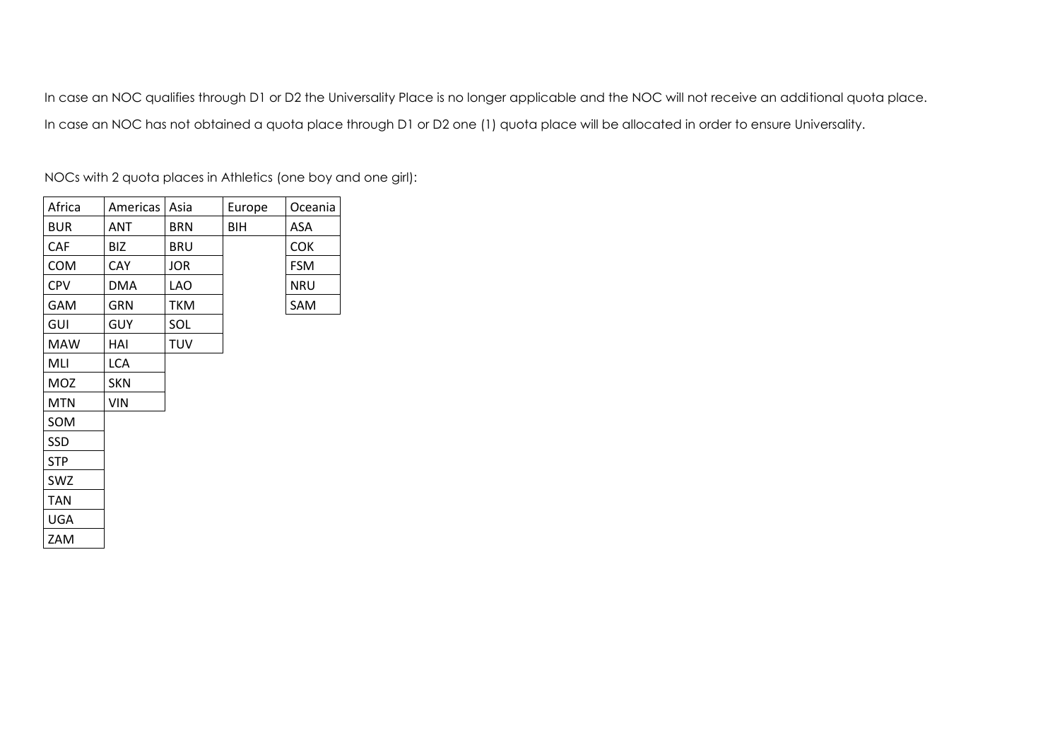In case an NOC qualifies through D1 or D2 the Universality Place is no longer applicable and the NOC will not receive an additional quota place.

In case an NOC has not obtained a quota place through D1 or D2 one (1) quota place will be allocated in order to ensure Universality.

NOCs with 2 quota places in Athletics (one boy and one girl):

| Africa | Americas | Asia | Europe | Oceania |
|---|---|---|---|---|
| BUR | ANT | BRN | BIH | ASA |
| CAF | BIZ | BRU | | COK |
| COM | CAY | JOR | | FSM |
| CPV | DMA | LAO | | NRU |
| GAM | GRN | TKM | | SAM |
| GUI | GUY | SOL | | |
| MAW | HAI | TUV | | |
| MLI | LCA | | | |
| MOZ | SKN | | | |
| MTN | VIN | | | |
| SOM | | | | |
| SSD | | | | |
| STP | | | | |
| SWZ | | | | |
| TAN | | | | |
| UGA | | | | |
| ZAM | | | | |